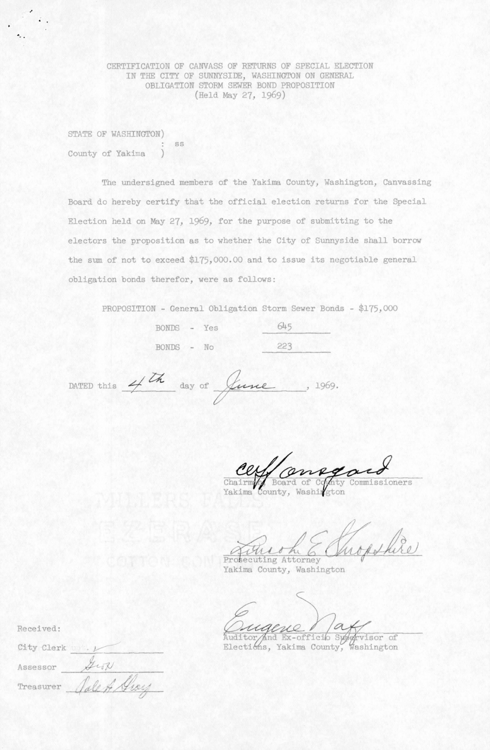CERTIFICATION OF CANVASS OF RETURNS OF SPECIAL ELECTION IN THE CITY OF SUNNYSIDE, WASHINGTON ON GENERAL OBLIGATION STORM SEWER BOND PROPOSITION
(Held May 27, 1969)

STATE OF WASHINGTON)
: ss
County of Yakima )

The undersigned members of the Yakima County, Washington, Canvassing Board do hereby certify that the official election returns for the Special Election held on May 27, 1969, for the purpose of submitting to the electors the proposition as to whether the City of Sunnyside shall borrow the sum of not to exceed $175,000.00 and to issue its negotiable general obligation bonds therefor, were as follows:

PROPOSITION - General Obligation Storm Sewer Bonds - $175,000

BONDS - Yes 645

BONDS - No 223

DATED this 4th day of June, 1969.

Chairman, Board of County Commissioners
Yakima County, Washington

Prosecuting Attorney
Yakima County, Washington

Auditor and Ex-officio Supervisor of Elections, Yakima County, Washington

Received:

City Clerk

Assessor

Treasurer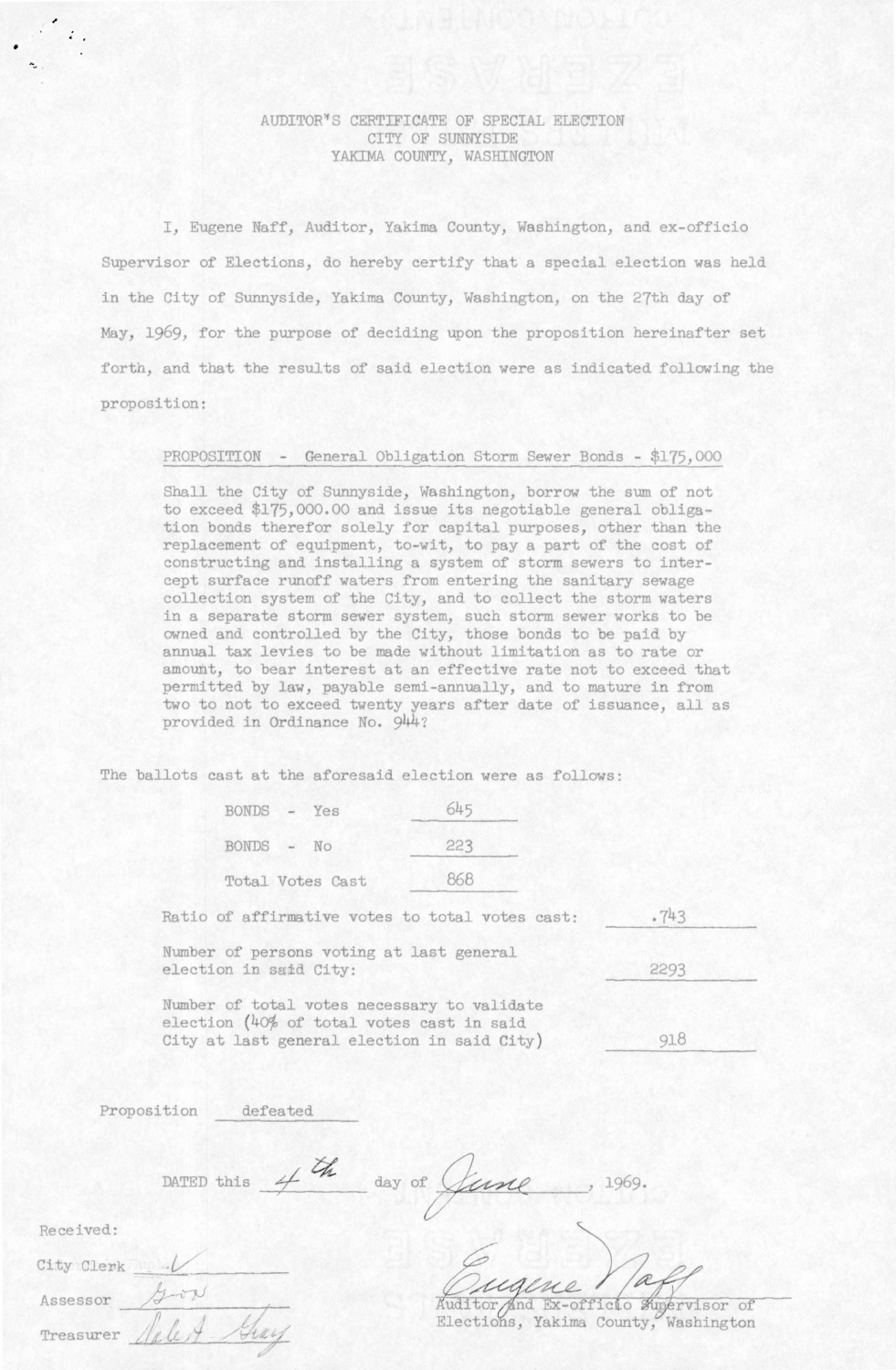# AUDITOR'S CERTIFICATE OF SPECIAL ELECTION
## CITY OF SUNNYSIDE
## YAKIMA COUNTY, WASHINGTON

I, Eugene Naff, Auditor, Yakima County, Washington, and ex-officio Supervisor of Elections, do hereby certify that a special election was held in the City of Sunnyside, Yakima County, Washington, on the 27th day of May, 1969, for the purpose of deciding upon the proposition hereinafter set forth, and that the results of said election were as indicated following the proposition:

PROPOSITION - General Obligation Storm Sewer Bonds - $175,000

Shall the City of Sunnyside, Washington, borrow the sum of not to exceed $175,000.00 and issue its negotiable general obligation bonds therefor solely for capital purposes, other than the replacement of equipment, to-wit, to pay a part of the cost of constructing and installing a system of storm sewers to intercept surface runoff waters from entering the sanitary sewage collection system of the City, and to collect the storm waters in a separate storm sewer system, such storm sewer works to be owned and controlled by the City, those bonds to be paid by annual tax levies to be made without limitation as to rate or amount, to bear interest at an effective rate not to exceed that permitted by law, payable semi-annually, and to mature in from two to not to exceed twenty years after date of issuance, all as provided in Ordinance No. 944?

The ballots cast at the aforesaid election were as follows:

| | |
|---|---|
| BONDS - Yes | 645 |
| BONDS - No | 223 |
| Total Votes Cast | 868 |

| | |
|---|---|
| Ratio of affirmative votes to total votes cast: | .743 |
| Number of persons voting at last general election in said City: | 2293 |
| Number of total votes necessary to validate election (40% of total votes cast in said City at last general election in said City) | 918 |

Proposition defeated

DATED this 4th day of June, 1969.

Received:

City Clerk ✓

Assessor Gron

Treasurer Dale A. Gray

Eugene Naff
Auditor and Ex-officio Supervisor of Elections, Yakima County, Washington